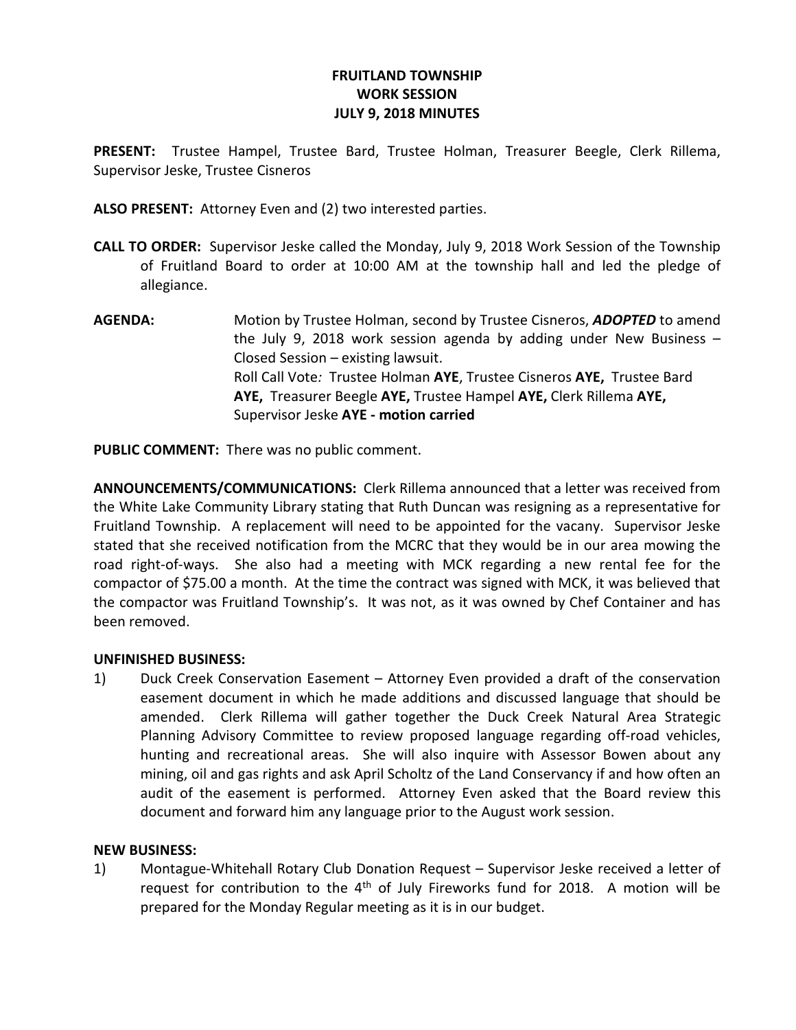# FRUITLAND TOWNSHIP
## WORK SESSION
## JULY 9, 2018 MINUTES

**PRESENT:** Trustee Hampel, Trustee Bard, Trustee Holman, Treasurer Beegle, Clerk Rillema, Supervisor Jeske, Trustee Cisneros

**ALSO PRESENT:** Attorney Even and (2) two interested parties.

**CALL TO ORDER:** Supervisor Jeske called the Monday, July 9, 2018 Work Session of the Township of Fruitland Board to order at 10:00 AM at the township hall and led the pledge of allegiance.

**AGENDA:** Motion by Trustee Holman, second by Trustee Cisneros, ***ADOPTED*** to amend the July 9, 2018 work session agenda by adding under New Business – Closed Session – existing lawsuit.
Roll Call Vote*:* Trustee Holman **AYE**, Trustee Cisneros **AYE,** Trustee Bard **AYE,** Treasurer Beegle **AYE,** Trustee Hampel **AYE,** Clerk Rillema **AYE,** Supervisor Jeske **AYE - motion carried**

**PUBLIC COMMENT:** There was no public comment.

**ANNOUNCEMENTS/COMMUNICATIONS:** Clerk Rillema announced that a letter was received from the White Lake Community Library stating that Ruth Duncan was resigning as a representative for Fruitland Township. A replacement will need to be appointed for the vacany. Supervisor Jeske stated that she received notification from the MCRC that they would be in our area mowing the road right-of-ways. She also had a meeting with MCK regarding a new rental fee for the compactor of $75.00 a month. At the time the contract was signed with MCK, it was believed that the compactor was Fruitland Township's. It was not, as it was owned by Chef Container and has been removed.

**UNFINISHED BUSINESS:**

1) Duck Creek Conservation Easement – Attorney Even provided a draft of the conservation easement document in which he made additions and discussed language that should be amended. Clerk Rillema will gather together the Duck Creek Natural Area Strategic Planning Advisory Committee to review proposed language regarding off-road vehicles, hunting and recreational areas. She will also inquire with Assessor Bowen about any mining, oil and gas rights and ask April Scholtz of the Land Conservancy if and how often an audit of the easement is performed. Attorney Even asked that the Board review this document and forward him any language prior to the August work session.

**NEW BUSINESS:**

1) Montague-Whitehall Rotary Club Donation Request – Supervisor Jeske received a letter of request for contribution to the 4th of July Fireworks fund for 2018. A motion will be prepared for the Monday Regular meeting as it is in our budget.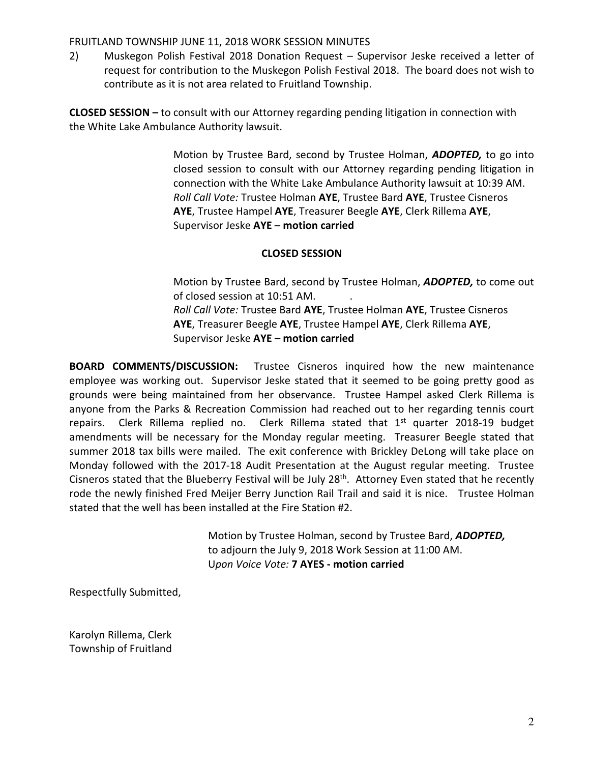2) Muskegon Polish Festival 2018 Donation Request – Supervisor Jeske received a letter of request for contribution to the Muskegon Polish Festival 2018. The board does not wish to contribute as it is not area related to Fruitland Township.

**CLOSED SESSION –** to consult with our Attorney regarding pending litigation in connection with the White Lake Ambulance Authority lawsuit.

Motion by Trustee Bard, second by Trustee Holman, ***ADOPTED,*** to go into closed session to consult with our Attorney regarding pending litigation in connection with the White Lake Ambulance Authority lawsuit at 10:39 AM.
*Roll Call Vote:* Trustee Holman **AYE**, Trustee Bard **AYE**, Trustee Cisneros **AYE**, Trustee Hampel **AYE**, Treasurer Beegle **AYE**, Clerk Rillema **AYE**, Supervisor Jeske **AYE** – **motion carried**

**CLOSED SESSION**

Motion by Trustee Bard, second by Trustee Holman, ***ADOPTED,*** to come out of closed session at 10:51 AM.
*Roll Call Vote:* Trustee Bard **AYE**, Trustee Holman **AYE**, Trustee Cisneros **AYE**, Treasurer Beegle **AYE**, Trustee Hampel **AYE**, Clerk Rillema **AYE**, Supervisor Jeske **AYE** – **motion carried**

**BOARD COMMENTS/DISCUSSION:** Trustee Cisneros inquired how the new maintenance employee was working out. Supervisor Jeske stated that it seemed to be going pretty good as grounds were being maintained from her observance. Trustee Hampel asked Clerk Rillema is anyone from the Parks & Recreation Commission had reached out to her regarding tennis court repairs. Clerk Rillema replied no. Clerk Rillema stated that 1st quarter 2018-19 budget amendments will be necessary for the Monday regular meeting. Treasurer Beegle stated that summer 2018 tax bills were mailed. The exit conference with Brickley DeLong will take place on Monday followed with the 2017-18 Audit Presentation at the August regular meeting. Trustee Cisneros stated that the Blueberry Festival will be July 28th. Attorney Even stated that he recently rode the newly finished Fred Meijer Berry Junction Rail Trail and said it is nice. Trustee Holman stated that the well has been installed at the Fire Station #2.

Motion by Trustee Holman, second by Trustee Bard, ***ADOPTED,*** to adjourn the July 9, 2018 Work Session at 11:00 AM.
U*pon Voice Vote:* **7 AYES - motion carried**

Respectfully Submitted,

Karolyn Rillema, Clerk
Township of Fruitland